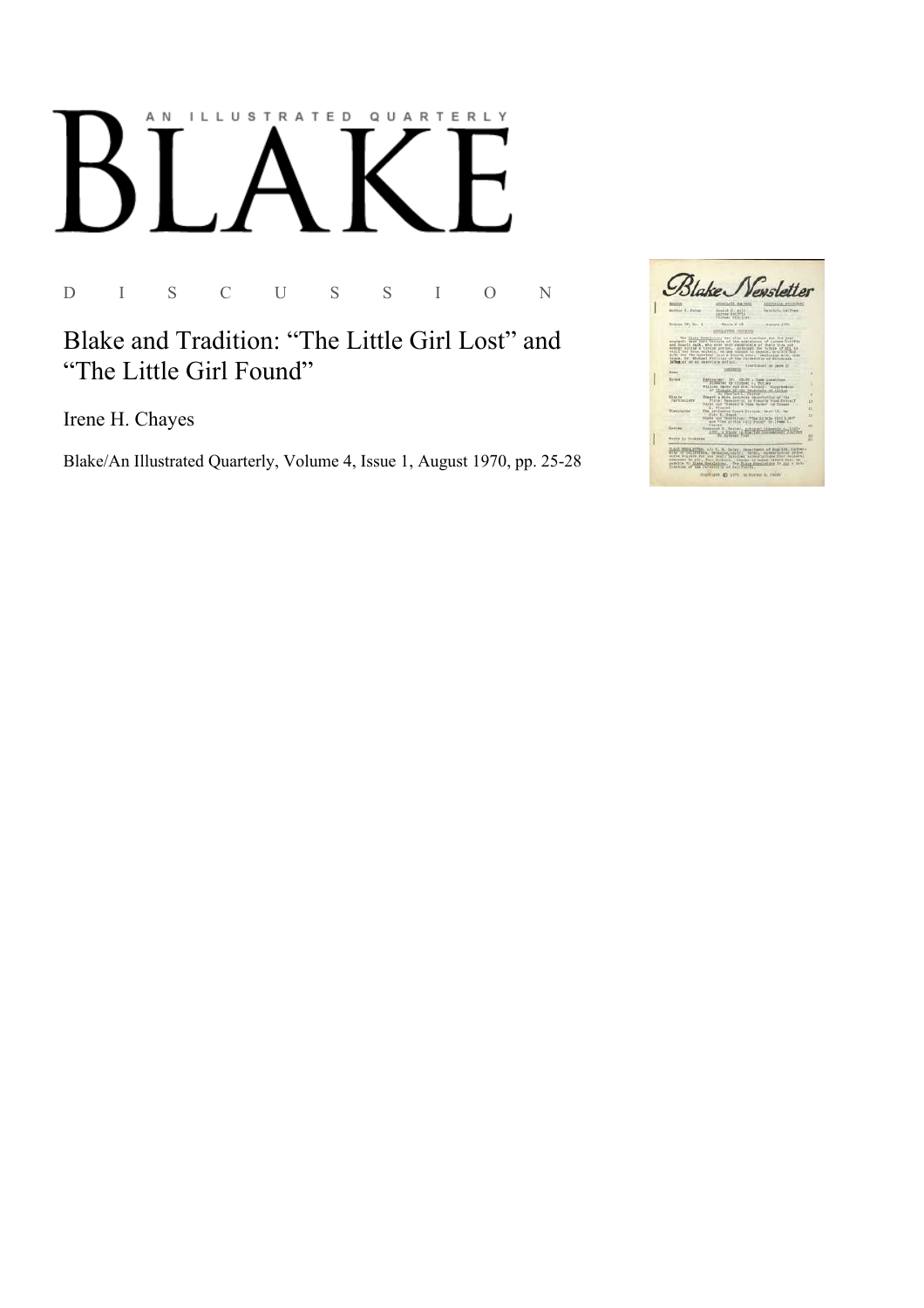# AN ILLUSTRATED QUARTERLY BLAKE

D I S C U S S I O N

## Blake and Tradition: "The Little Girl Lost" and "The Little Girl Found"

Irene H. Chayes

Blake/An Illustrated Quarterly, Volume 4, Issue 1, August 1970, pp. 25-28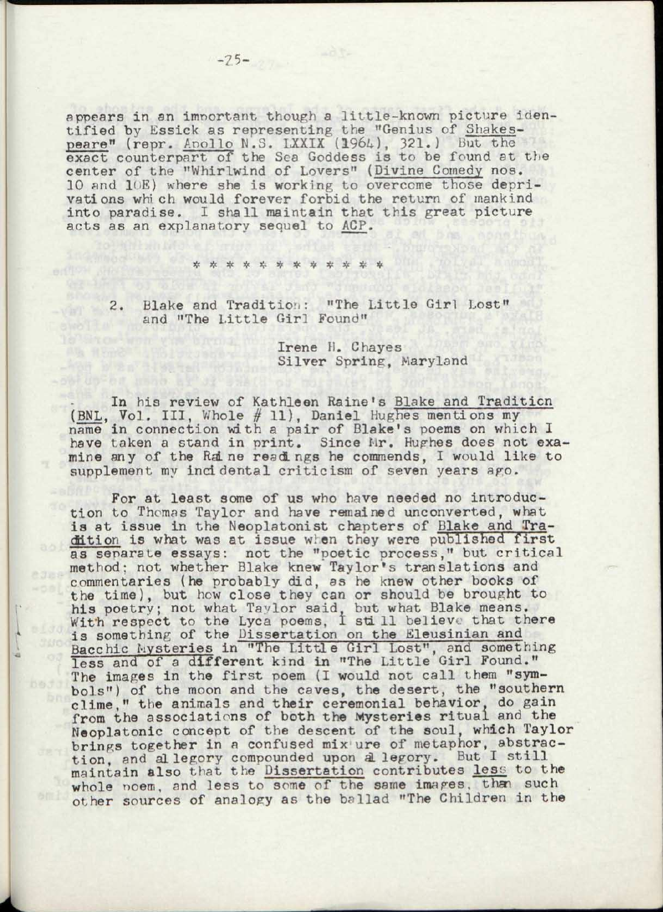appears in an important though a little-known picture identified by Essick as representing the "Genius of Shakespeare" (repr. Apollo N.S. LXXIX (1964), 321.) But the exact counterpart of the Sea Goddess is to be found at the center of the "Whirlwind of Lovers" (Divine Comedy nos. 10 and 10E) where she is working to overcome those deprivations which would forever forbid the return of mankind into paradise. I shall maintain that this great picture acts as an explanatory sequel to ACP.

\* \* \* \* \* \* \* \* \* \* \* \*

## 2. Blake and Tradition: "The Little Girl Lost" and "The Little Girl Found"

Irene H. Chayes
Silver Spring, Maryland

In his review of Kathleen Raine's Blake and Tradition (BNL, Vol. III, Whole # 11), Daniel Hughes mentions my name in connection with a pair of Blake's poems on which I have taken a stand in print. Since Mr. Hughes does not examine any of the Raine readings he commends, I would like to supplement my incidental criticism of seven years ago.

For at least some of us who have needed no introduction to Thomas Taylor and have remained unconverted, what is at issue in the Neoplatonist chapters of Blake and Tradition is what was at issue when they were published first as separate essays: not the "poetic process," but critical method; not whether Blake knew Taylor's translations and commentaries (he probably did, as he knew other books of the time), but how close they can or should be brought to his poetry; not what Taylor said, but what Blake means. With respect to the Lyca poems, I still believe that there is something of the Dissertation on the Eleusinian and Bacchic Mysteries in "The Little Girl Lost", and something less and of a different kind in "The Little Girl Found." The images in the first poem (I would not call them "symbols") of the moon and the caves, the desert, the "southern clime," the animals and their ceremonial behavior, do gain from the associations of both the Mysteries ritual and the Neoplatonic concept of the descent of the soul, which Taylor brings together in a confused mixture of metaphor, abstraction, and allegory compounded upon allegory. But I still maintain also that the Dissertation contributes less to the whole poem, and less to some of the same images, than such other sources of analogy as the ballad "The Children in the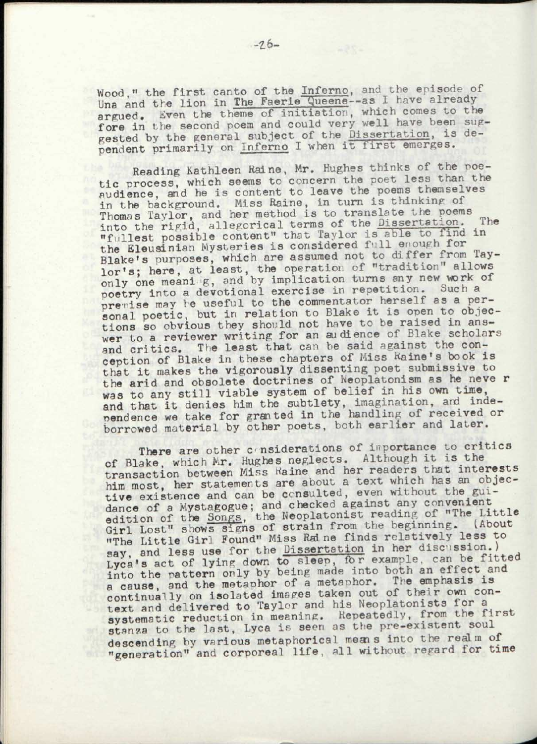Wood," the first canto of the _Inferno_, and the episode of Una and the lion in _The Faerie Queene_--as I have already argued. Even the theme of initiation, which comes to the fore in the second poem and could very well have been suggested by the general subject of the _Dissertation_, is dependent primarily on _Inferno_ I when it first emerges.

Reading Kathleen Raine, Mr. Hughes thinks of the poetic process, which seems to concern the poet less than the audience, and he is content to leave the poems themselves in the background. Miss Raine, in turn is thinking of Thomas Taylor, and her method is to translate the poems into the rigid, allegorical terms of the _Dissertation_. The "fullest possible content" that Taylor is able to find in the Eleusinian Mysteries is considered full enough for Blake's purposes, which are assumed not to differ from Taylor's; here, at least, the operation of "tradition" allows only one meaning, and by implication turns any new work of poetry into a devotional exercise in repetition. Such a premise may be useful to the commentator herself as a personal poetic, but in relation to Blake it is open to objections so obvious they should not have to be raised in answer to a reviewer writing for an audience of Blake scholars and critics. The least that can be said against the conception of Blake in these chapters of Miss Raine's book is that it makes the vigorously dissenting poet submissive to the arid and obsolete doctrines of Neoplatonism as he never was to any still viable system of belief in his own time, and that it denies him the subtlety, imagination, and independence we take for granted in the handling of received or borrowed material by other poets, both earlier and later.

There are other considerations of importance to critics of Blake, which Mr. Hughes neglects. Although it is the transaction between Miss Raine and her readers that interests him most, her statements are about a text which has an objective existence and can be consulted, even without the guidance of a Mystagogue; and checked against any convenient edition of the _Songs_, the Neoplatonist reading of "The Little Girl Lost" shows signs of strain from the beginning. (About "The Little Girl Found" Miss Raine finds relatively less to say, and less use for the _Dissertation_ in her discussion.) Lyca's act of lying down to sleep, for example, can be fitted into the pattern only by being made into both an effect and a cause, and the metaphor of a metaphor. The emphasis is continually on isolated images taken out of their own context and delivered to Taylor and his Neoplatonists for a systematic reduction in meaning. Repeatedly, from the first stanza to the last, Lyca is seen as the pre-existent soul descending by various metaphorical means into the realm of "generation" and corporeal life, all without regard for time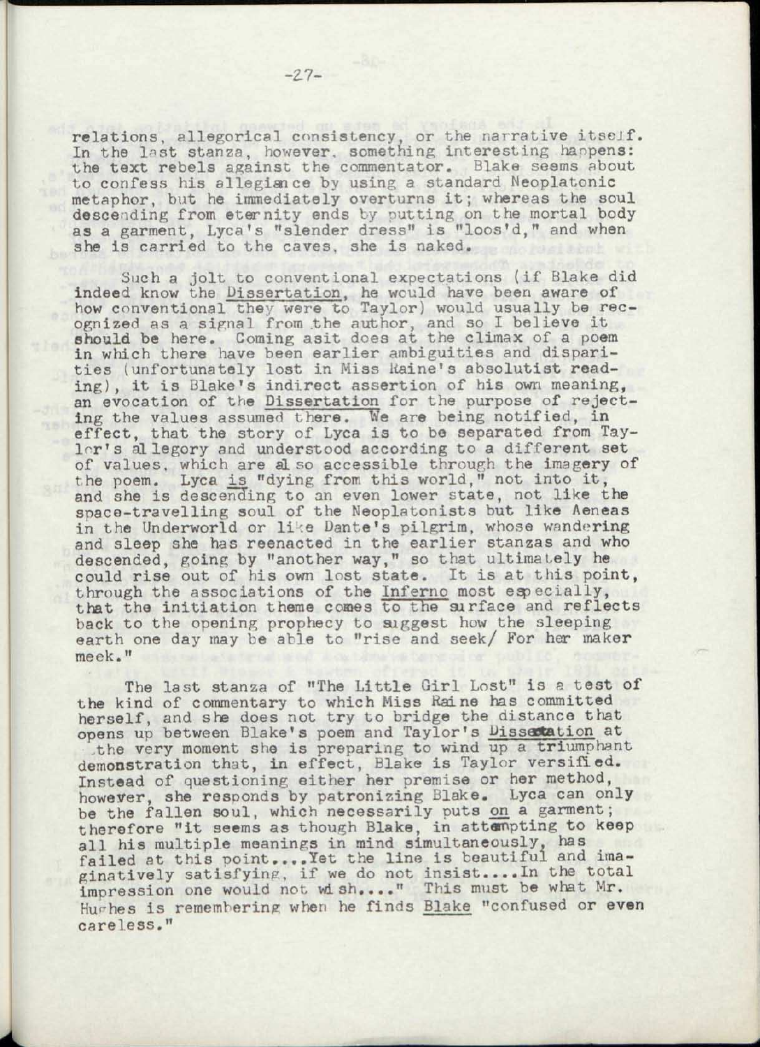relations, allegorical consistency, or the narrative itself. In the last stanza, however, something interesting happens: the text rebels against the commentator. Blake seems about to confess his allegiance by using a standard Neoplatonic metaphor, but he immediately overturns it; whereas the soul descending from eternity ends by putting on the mortal body as a garment, Lyca's "slender dress" is "loos'd," and when she is carried to the caves, she is naked.

Such a jolt to conventional expectations (if Blake did indeed know the Dissertation, he would have been aware of how conventional they were to Taylor) would usually be recognized as a signal from the author, and so I believe it should be here. Coming as it does at the climax of a poem in which there have been earlier ambiguities and disparities (unfortunately lost in Miss Raine's absolutist reading), it is Blake's indirect assertion of his own meaning, an evocation of the Dissertation for the purpose of rejecting the values assumed there. We are being notified, in effect, that the story of Lyca is to be separated from Taylor's allegory and understood according to a different set of values, which are also accessible through the imagery of the poem. Lyca is "dying from this world," not into it, and she is descending to an even lower state, not like the space-travelling soul of the Neoplatonists but like Aeneas in the Underworld or like Dante's pilgrim, whose wandering and sleep she has reenacted in the earlier stanzas and who descended, going by "another way," so that ultimately he could rise out of his own lost state. It is at this point, through the associations of the Inferno most especially, that the initiation theme comes to the surface and reflects back to the opening prophecy to suggest how the sleeping earth one day may be able to "rise and seek/ For her maker meek."

The last stanza of "The Little Girl Lost" is a test of the kind of commentary to which Miss Raine has committed herself, and she does not try to bridge the distance that opens up between Blake's poem and Taylor's Dissertation at the very moment she is preparing to wind up a triumphant demonstration that, in effect, Blake is Taylor versified. Instead of questioning either her premise or her method, however, she responds by patronizing Blake. Lyca can only be the fallen soul, which necessarily puts on a garment; therefore "it seems as though Blake, in attempting to keep all his multiple meanings in mind simultaneously, has failed at this point....Yet the line is beautiful and imaginatively satisfying, if we do not insist....In the total impression one would not wish...." This must be what Mr. Hughes is remembering when he finds Blake "confused or even careless."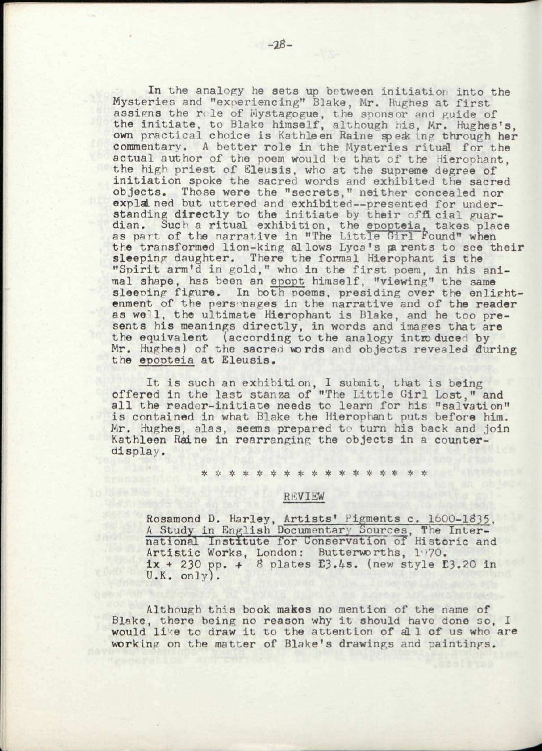In the analogy he sets up between initiation into the Mysteries and "experiencing" Blake, Mr. Hughes at first assigns the role of Mystagogue, the sponsor and guide of the initiate, to Blake himself, although his, Mr. Hughes's, own practical choice is Kathleen Raine speaking through her commentary. A better role in the Mysteries ritual for the actual author of the poem would be that of the Hierophant, the high priest of Eleusis, who at the supreme degree of initiation spoke the sacred words and exhibited the sacred objects. Those were the "secrets," neither concealed nor explained but uttered and exhibited--presented for understanding directly to the initiate by their official guardian. Such a ritual exhibition, the epopteia, takes place as part of the narrative in "The Little Girl Found" when the transformed lion-king allows Lyca's parents to see their sleeping daughter. There the formal Hierophant is the "Spirit arm'd in gold," who in the first poem, in his animal shape, has been an epopt himself, "viewing" the same sleeping figure. In both poems, presiding over the enlightenment of the personages in the narrative and of the reader as well, the ultimate Hierophant is Blake, and he too presents his meanings directly, in words and images that are the equivalent (according to the analogy introduced by Mr. Hughes) of the sacred words and objects revealed during the epopteia at Eleusis.

It is such an exhibition, I submit, that is being offered in the last stanza of "The Little Girl Lost," and all the reader-initiate needs to learn for his "salvation" is contained in what Blake the Hierophant puts before him. Mr. Hughes, alas, seems prepared to turn his back and join Kathleen Raine in rearranging the objects in a counter-display.

* * * * * * * * * * * * * * * * * *

## REVIEW

Rosamond D. Harley, Artists' Pigments c. 1600-1835, A Study in English Documentary Sources, The International Institute for Conservation of Historic and Artistic Works, London: Butterworths, 1970. ix + 230 pp. + 8 plates £3.4s. (new style £3.20 in U.K. only).

Although this book makes no mention of the name of Blake, there being no reason why it should have done so, I would like to draw it to the attention of all of us who are working on the matter of Blake's drawings and paintings.